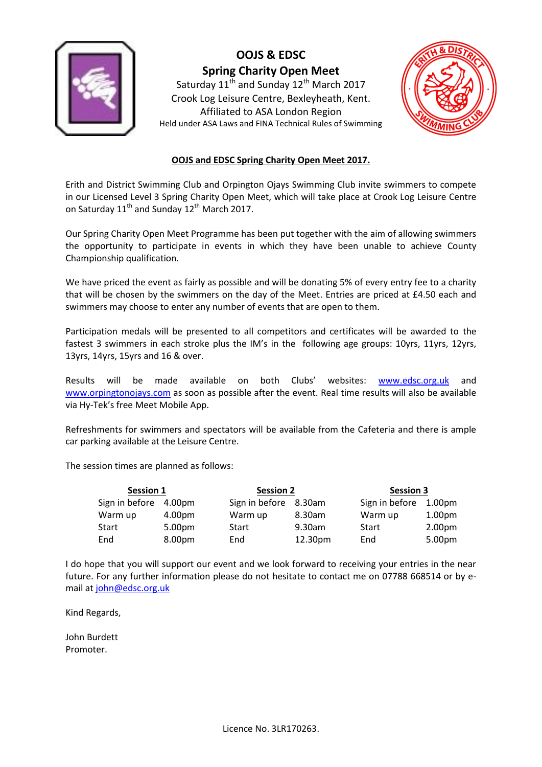# OOJS & EDSC

## Spring Charity Open Meet

Saturday 11th and Sunday 12th March 2017
Crook Log Leisure Centre, Bexleyheath, Kent.
Affiliated to ASA London Region
Held under ASA Laws and FINA Technical Rules of Swimming

**OOJS and EDSC Spring Charity Open Meet 2017.**

Erith and District Swimming Club and Orpington Ojays Swimming Club invite swimmers to compete in our Licensed Level 3 Spring Charity Open Meet, which will take place at Crook Log Leisure Centre on Saturday 11th and Sunday 12th March 2017.

Our Spring Charity Open Meet Programme has been put together with the aim of allowing swimmers the opportunity to participate in events in which they have been unable to achieve County Championship qualification.

We have priced the event as fairly as possible and will be donating 5% of every entry fee to a charity that will be chosen by the swimmers on the day of the Meet. Entries are priced at £4.50 each and swimmers may choose to enter any number of events that are open to them.

Participation medals will be presented to all competitors and certificates will be awarded to the fastest 3 swimmers in each stroke plus the IM's in the following age groups: 10yrs, 11yrs, 12yrs, 13yrs, 14yrs, 15yrs and 16 & over.

Results will be made available on both Clubs' websites: www.edsc.org.uk and www.orpingtonojays.com as soon as possible after the event. Real time results will also be available via Hy-Tek's free Meet Mobile App.

Refreshments for swimmers and spectators will be available from the Cafeteria and there is ample car parking available at the Leisure Centre.

The session times are planned as follows:

| Session 1 | | Session 2 | | Session 3 | |
|---|---|---|---|---|---|
| Sign in before | 4.00pm | Sign in before | 8.30am | Sign in before | 1.00pm |
| Warm up | 4.00pm | Warm up | 8.30am | Warm up | 1.00pm |
| Start | 5.00pm | Start | 9.30am | Start | 2.00pm |
| End | 8.00pm | End | 12.30pm | End | 5.00pm |

I do hope that you will support our event and we look forward to receiving your entries in the near future. For any further information please do not hesitate to contact me on 07788 668514 or by e-mail at john@edsc.org.uk

Kind Regards,

John Burdett
Promoter.

Licence No. 3LR170263.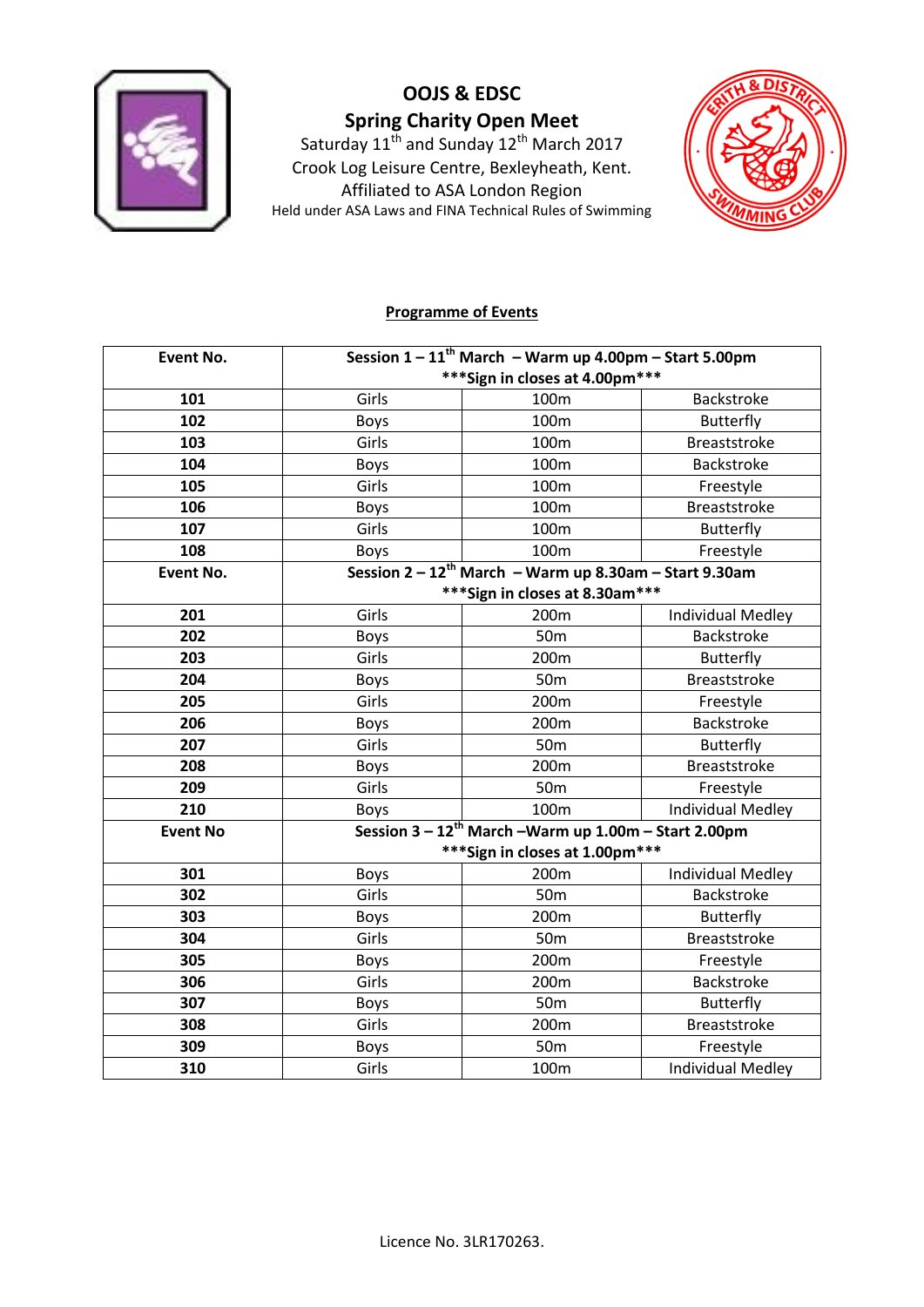# OOJS & EDSC

## Spring Charity Open Meet

Saturday 11th and Sunday 12th March 2017

Crook Log Leisure Centre, Bexleyheath, Kent.

Affiliated to ASA London Region

Held under ASA Laws and FINA Technical Rules of Swimming

### Programme of Events

| Event No. | Session 1 – 11th March – Warm up 4.00pm – Start 5.00pm ***Sign in closes at 4.00pm*** | | |
|---|---|---|---|
| 101 | Girls | 100m | Backstroke |
| 102 | Boys | 100m | Butterfly |
| 103 | Girls | 100m | Breaststroke |
| 104 | Boys | 100m | Backstroke |
| 105 | Girls | 100m | Freestyle |
| 106 | Boys | 100m | Breaststroke |
| 107 | Girls | 100m | Butterfly |
| 108 | Boys | 100m | Freestyle |
| **Event No.** | **Session 2 – 12th March – Warm up 8.30am – Start 9.30am ***Sign in closes at 8.30am*** ** | | |
| 201 | Girls | 200m | Individual Medley |
| 202 | Boys | 50m | Backstroke |
| 203 | Girls | 200m | Butterfly |
| 204 | Boys | 50m | Breaststroke |
| 205 | Girls | 200m | Freestyle |
| 206 | Boys | 200m | Backstroke |
| 207 | Girls | 50m | Butterfly |
| 208 | Boys | 200m | Breaststroke |
| 209 | Girls | 50m | Freestyle |
| 210 | Boys | 100m | Individual Medley |
| **Event No** | **Session 3 – 12th March –Warm up 1.00m – Start 2.00pm ***Sign in closes at 1.00pm*** ** | | |
| 301 | Boys | 200m | Individual Medley |
| 302 | Girls | 50m | Backstroke |
| 303 | Boys | 200m | Butterfly |
| 304 | Girls | 50m | Breaststroke |
| 305 | Boys | 200m | Freestyle |
| 306 | Girls | 200m | Backstroke |
| 307 | Boys | 50m | Butterfly |
| 308 | Girls | 200m | Breaststroke |
| 309 | Boys | 50m | Freestyle |
| 310 | Girls | 100m | Individual Medley |

Licence No. 3LR170263.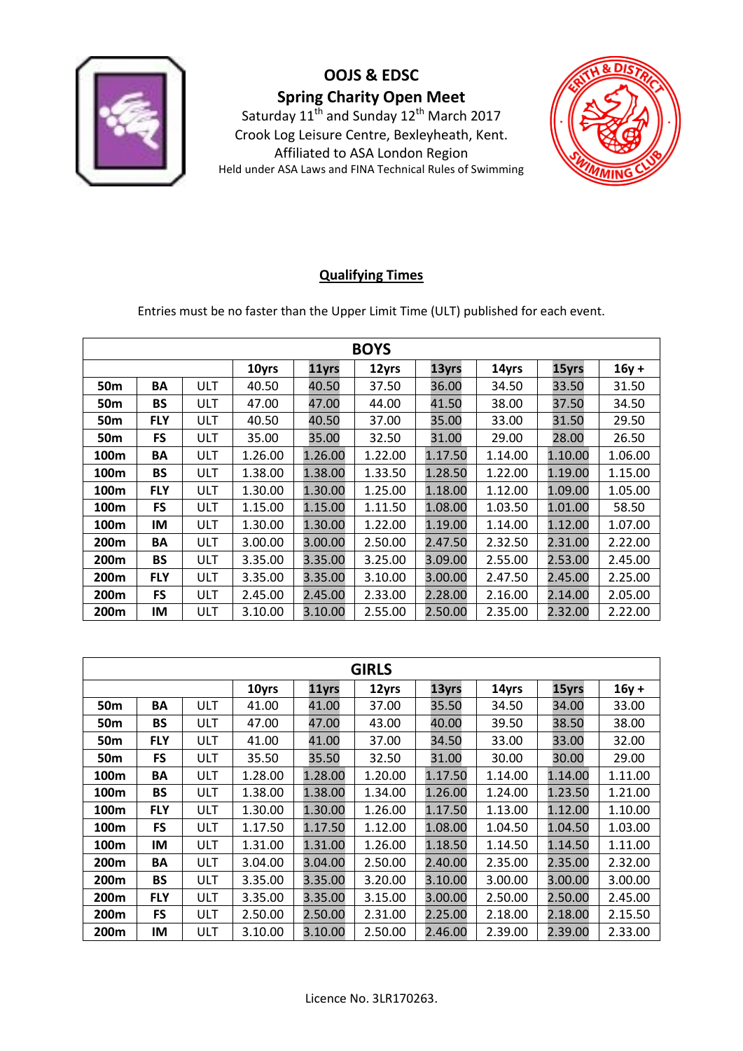# OOJS & EDSC

## Spring Charity Open Meet

Saturday 11th and Sunday 12th March 2017

Crook Log Leisure Centre, Bexleyheath, Kent.

Affiliated to ASA London Region

Held under ASA Laws and FINA Technical Rules of Swimming

### Qualifying Times

Entries must be no faster than the Upper Limit Time (ULT) published for each event.

| BOYS | | | | | | | | | |
|---|---|---|---|---|---|---|---|---|---|
| | | | **10yrs** | **11yrs** | **12yrs** | **13yrs** | **14yrs** | **15yrs** | **16y +** |
| **50m** | **BA** | ULT | 40.50 | 40.50 | 37.50 | 36.00 | 34.50 | 33.50 | 31.50 |
| **50m** | **BS** | ULT | 47.00 | 47.00 | 44.00 | 41.50 | 38.00 | 37.50 | 34.50 |
| **50m** | **FLY** | ULT | 40.50 | 40.50 | 37.00 | 35.00 | 33.00 | 31.50 | 29.50 |
| **50m** | **FS** | ULT | 35.00 | 35.00 | 32.50 | 31.00 | 29.00 | 28.00 | 26.50 |
| **100m** | **BA** | ULT | 1.26.00 | 1.26.00 | 1.22.00 | 1.17.50 | 1.14.00 | 1.10.00 | 1.06.00 |
| **100m** | **BS** | ULT | 1.38.00 | 1.38.00 | 1.33.50 | 1.28.50 | 1.22.00 | 1.19.00 | 1.15.00 |
| **100m** | **FLY** | ULT | 1.30.00 | 1.30.00 | 1.25.00 | 1.18.00 | 1.12.00 | 1.09.00 | 1.05.00 |
| **100m** | **FS** | ULT | 1.15.00 | 1.15.00 | 1.11.50 | 1.08.00 | 1.03.50 | 1.01.00 | 58.50 |
| **100m** | **IM** | ULT | 1.30.00 | 1.30.00 | 1.22.00 | 1.19.00 | 1.14.00 | 1.12.00 | 1.07.00 |
| **200m** | **BA** | ULT | 3.00.00 | 3.00.00 | 2.50.00 | 2.47.50 | 2.32.50 | 2.31.00 | 2.22.00 |
| **200m** | **BS** | ULT | 3.35.00 | 3.35.00 | 3.25.00 | 3.09.00 | 2.55.00 | 2.53.00 | 2.45.00 |
| **200m** | **FLY** | ULT | 3.35.00 | 3.35.00 | 3.10.00 | 3.00.00 | 2.47.50 | 2.45.00 | 2.25.00 |
| **200m** | **FS** | ULT | 2.45.00 | 2.45.00 | 2.33.00 | 2.28.00 | 2.16.00 | 2.14.00 | 2.05.00 |
| **200m** | **IM** | ULT | 3.10.00 | 3.10.00 | 2.55.00 | 2.50.00 | 2.35.00 | 2.32.00 | 2.22.00 |

| GIRLS | | | | | | | | | |
|---|---|---|---|---|---|---|---|---|---|
| | | | **10yrs** | **11yrs** | **12yrs** | **13yrs** | **14yrs** | **15yrs** | **16y +** |
| **50m** | **BA** | ULT | 41.00 | 41.00 | 37.00 | 35.50 | 34.50 | 34.00 | 33.00 |
| **50m** | **BS** | ULT | 47.00 | 47.00 | 43.00 | 40.00 | 39.50 | 38.50 | 38.00 |
| **50m** | **FLY** | ULT | 41.00 | 41.00 | 37.00 | 34.50 | 33.00 | 33.00 | 32.00 |
| **50m** | **FS** | ULT | 35.50 | 35.50 | 32.50 | 31.00 | 30.00 | 30.00 | 29.00 |
| **100m** | **BA** | ULT | 1.28.00 | 1.28.00 | 1.20.00 | 1.17.50 | 1.14.00 | 1.14.00 | 1.11.00 |
| **100m** | **BS** | ULT | 1.38.00 | 1.38.00 | 1.34.00 | 1.26.00 | 1.24.00 | 1.23.50 | 1.21.00 |
| **100m** | **FLY** | ULT | 1.30.00 | 1.30.00 | 1.26.00 | 1.17.50 | 1.13.00 | 1.12.00 | 1.10.00 |
| **100m** | **FS** | ULT | 1.17.50 | 1.17.50 | 1.12.00 | 1.08.00 | 1.04.50 | 1.04.50 | 1.03.00 |
| **100m** | **IM** | ULT | 1.31.00 | 1.31.00 | 1.26.00 | 1.18.50 | 1.14.50 | 1.14.50 | 1.11.00 |
| **200m** | **BA** | ULT | 3.04.00 | 3.04.00 | 2.50.00 | 2.40.00 | 2.35.00 | 2.35.00 | 2.32.00 |
| **200m** | **BS** | ULT | 3.35.00 | 3.35.00 | 3.20.00 | 3.10.00 | 3.00.00 | 3.00.00 | 3.00.00 |
| **200m** | **FLY** | ULT | 3.35.00 | 3.35.00 | 3.15.00 | 3.00.00 | 2.50.00 | 2.50.00 | 2.45.00 |
| **200m** | **FS** | ULT | 2.50.00 | 2.50.00 | 2.31.00 | 2.25.00 | 2.18.00 | 2.18.00 | 2.15.50 |
| **200m** | **IM** | ULT | 3.10.00 | 3.10.00 | 2.50.00 | 2.46.00 | 2.39.00 | 2.39.00 | 2.33.00 |

Licence No. 3LR170263.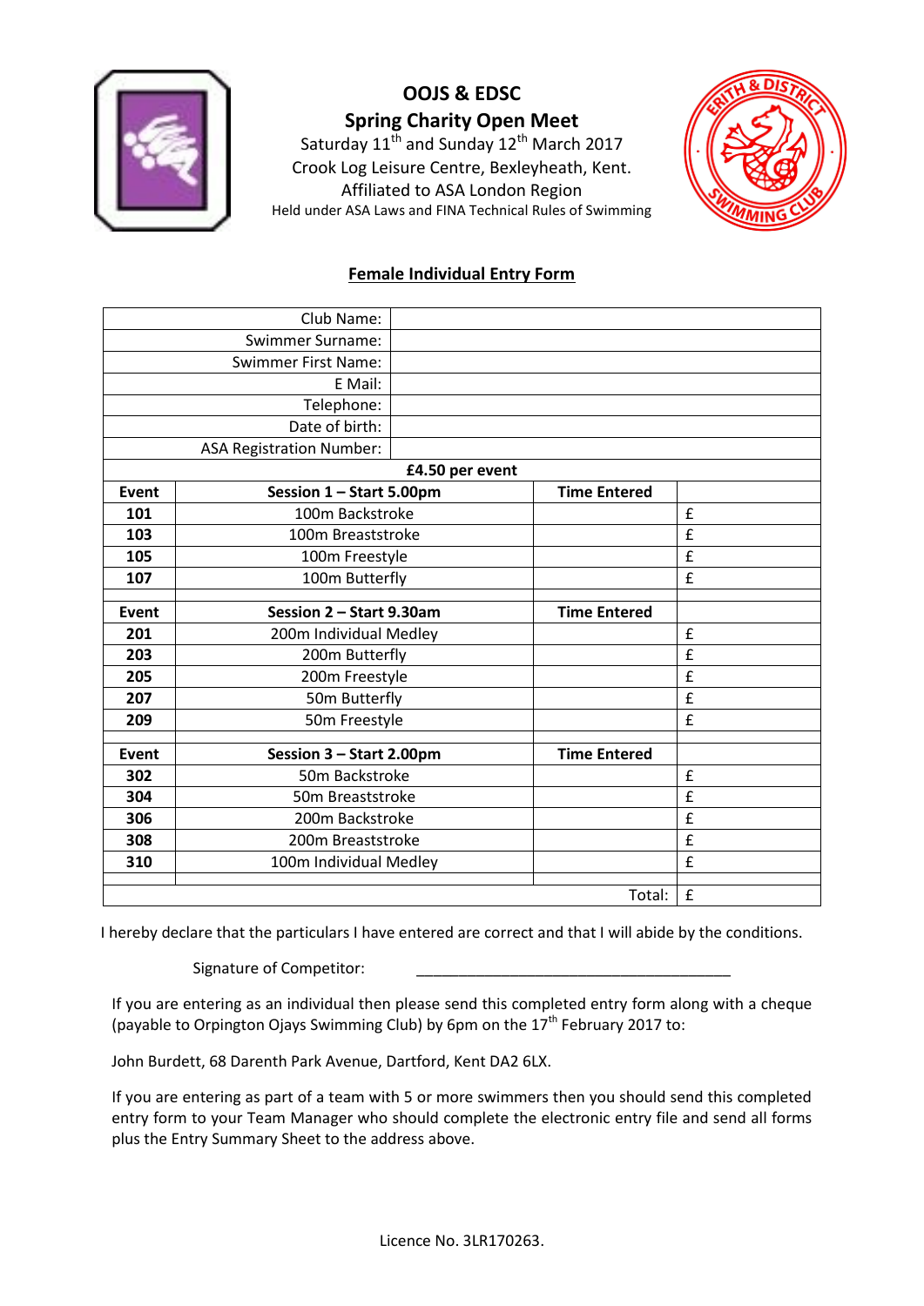# OOJS & EDSC

## Spring Charity Open Meet

Saturday 11th and Sunday 12th March 2017

Crook Log Leisure Centre, Bexleyheath, Kent.

Affiliated to ASA London Region

Held under ASA Laws and FINA Technical Rules of Swimming

## Female Individual Entry Form

| | |
|---|---|
| Club Name: | |
| Swimmer Surname: | |
| Swimmer First Name: | |
| E Mail: | |
| Telephone: | |
| Date of birth: | |
| ASA Registration Number: | |

**£4.50 per event**

| **Event** | **Session 1 – Start 5.00pm** | **Time Entered** | |
|---|---|---|---|
| **101** | 100m Backstroke | | £ |
| **103** | 100m Breaststroke | | £ |
| **105** | 100m Freestyle | | £ |
| **107** | 100m Butterfly | | £ |
| | | | |
| **Event** | **Session 2 – Start 9.30am** | **Time Entered** | |
| **201** | 200m Individual Medley | | £ |
| **203** | 200m Butterfly | | £ |
| **205** | 200m Freestyle | | £ |
| **207** | 50m Butterfly | | £ |
| **209** | 50m Freestyle | | £ |
| | | | |
| **Event** | **Session 3 – Start 2.00pm** | **Time Entered** | |
| **302** | 50m Backstroke | | £ |
| **304** | 50m Breaststroke | | £ |
| **306** | 200m Backstroke | | £ |
| **308** | 200m Breaststroke | | £ |
| **310** | 100m Individual Medley | | £ |
| | | | |
| | | Total: | £ |

I hereby declare that the particulars I have entered are correct and that I will abide by the conditions.

Signature of Competitor: \_\_\_\_\_\_\_\_\_\_\_\_\_\_\_\_\_\_\_\_\_\_\_\_\_\_\_\_\_\_\_\_\_\_\_\_\_\_

If you are entering as an individual then please send this completed entry form along with a cheque (payable to Orpington Ojays Swimming Club) by 6pm on the 17th February 2017 to:

John Burdett, 68 Darenth Park Avenue, Dartford, Kent DA2 6LX.

If you are entering as part of a team with 5 or more swimmers then you should send this completed entry form to your Team Manager who should complete the electronic entry file and send all forms plus the Entry Summary Sheet to the address above.

Licence No. 3LR170263.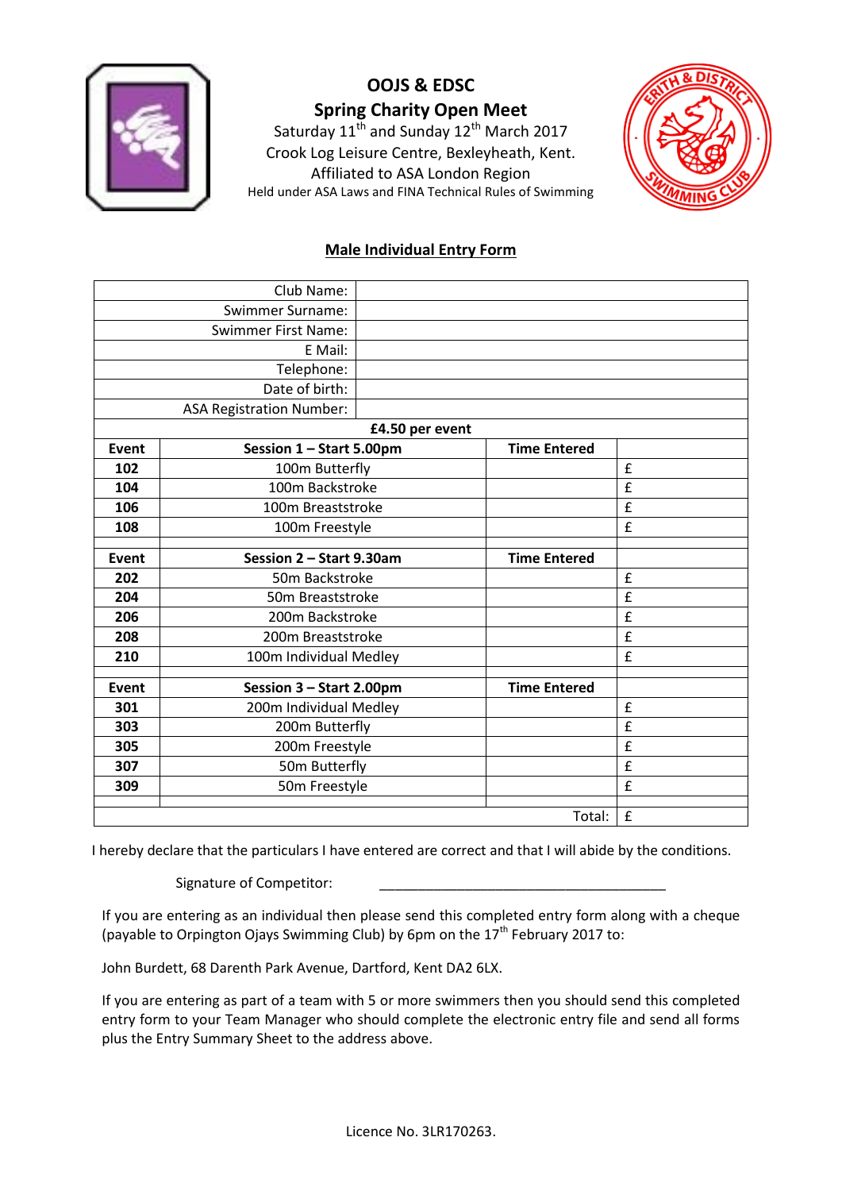# OOJS & EDSC

## Spring Charity Open Meet

Saturday 11th and Sunday 12th March 2017

Crook Log Leisure Centre, Bexleyheath, Kent.

Affiliated to ASA London Region

Held under ASA Laws and FINA Technical Rules of Swimming

## Male Individual Entry Form

| | |
|---|---|
| Club Name: | |
| Swimmer Surname: | |
| Swimmer First Name: | |
| E Mail: | |
| Telephone: | |
| Date of birth: | |
| ASA Registration Number: | |

**£4.50 per event**

| **Event** | **Session 1 – Start 5.00pm** | **Time Entered** | |
|---|---|---|---|
| **102** | 100m Butterfly | | £ |
| **104** | 100m Backstroke | | £ |
| **106** | 100m Breaststroke | | £ |
| **108** | 100m Freestyle | | £ |
| | | | |
| **Event** | **Session 2 – Start 9.30am** | **Time Entered** | |
| **202** | 50m Backstroke | | £ |
| **204** | 50m Breaststroke | | £ |
| **206** | 200m Backstroke | | £ |
| **208** | 200m Breaststroke | | £ |
| **210** | 100m Individual Medley | | £ |
| | | | |
| **Event** | **Session 3 – Start 2.00pm** | **Time Entered** | |
| **301** | 200m Individual Medley | | £ |
| **303** | 200m Butterfly | | £ |
| **305** | 200m Freestyle | | £ |
| **307** | 50m Butterfly | | £ |
| **309** | 50m Freestyle | | £ |
| | | | |
| | | Total: | £ |

I hereby declare that the particulars I have entered are correct and that I will abide by the conditions.

Signature of Competitor: ______________________________________

If you are entering as an individual then please send this completed entry form along with a cheque (payable to Orpington Ojays Swimming Club) by 6pm on the 17th February 2017 to:

John Burdett, 68 Darenth Park Avenue, Dartford, Kent DA2 6LX.

If you are entering as part of a team with 5 or more swimmers then you should send this completed entry form to your Team Manager who should complete the electronic entry file and send all forms plus the Entry Summary Sheet to the address above.

Licence No. 3LR170263.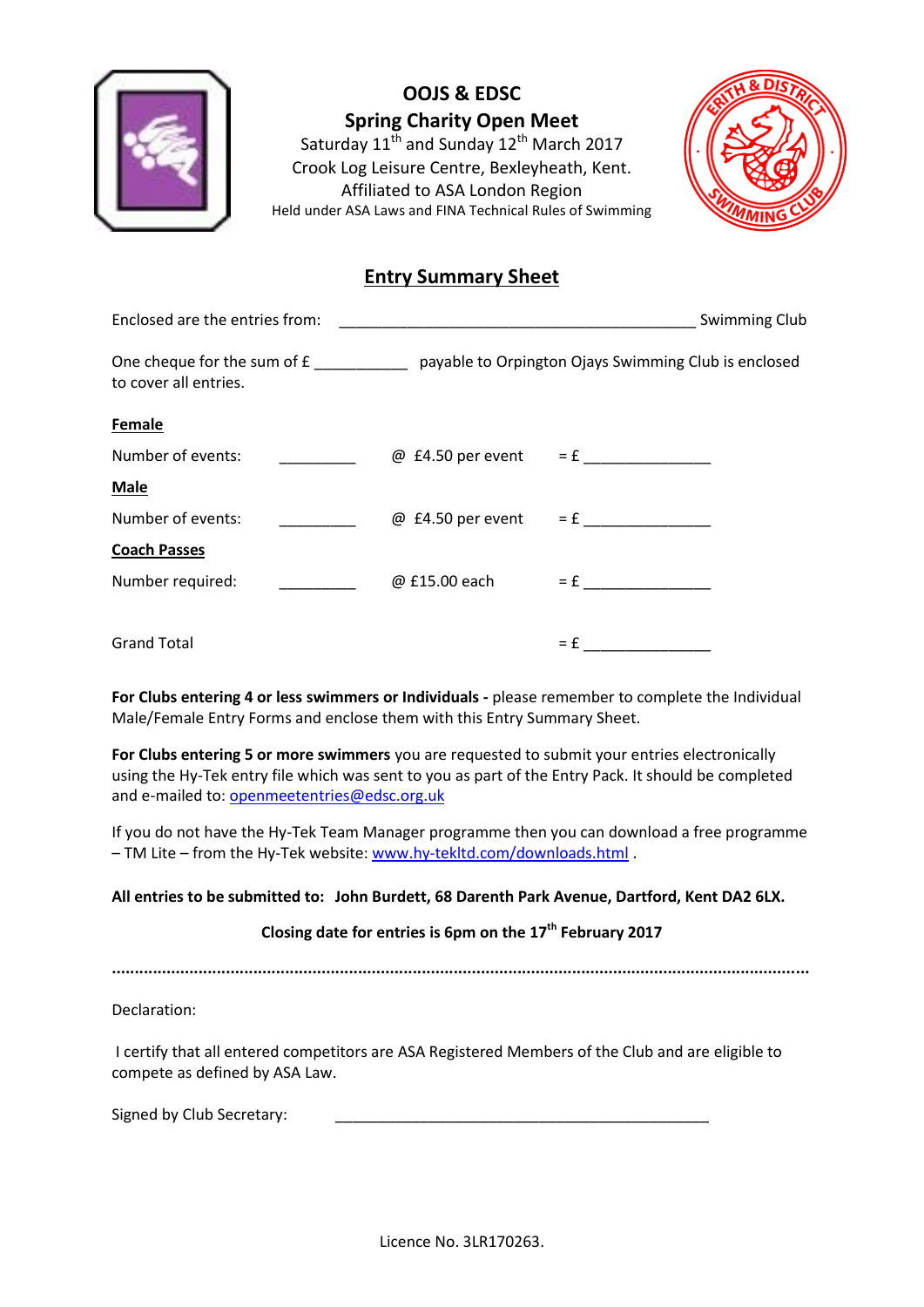**OOJS & EDSC**

**Spring Charity Open Meet**

Saturday 11th and Sunday 12th March 2017

Crook Log Leisure Centre, Bexleyheath, Kent.

Affiliated to ASA London Region

Held under ASA Laws and FINA Technical Rules of Swimming

## Entry Summary Sheet

Enclosed are the entries from: ________________________________________ Swimming Club

One cheque for the sum of £ ___________ payable to Orpington Ojays Swimming Club is enclosed to cover all entries.

**Female**

Number of events: _________ @ £4.50 per event = £ _______________

**Male**

Number of events: _________ @ £4.50 per event = £ _______________

**Coach Passes**

Number required: _________ @ £15.00 each = £ _______________

Grand Total = £ _______________

**For Clubs entering 4 or less swimmers or Individuals -** please remember to complete the Individual Male/Female Entry Forms and enclose them with this Entry Summary Sheet.

**For Clubs entering 5 or more swimmers** you are requested to submit your entries electronically using the Hy-Tek entry file which was sent to you as part of the Entry Pack. It should be completed and e-mailed to: openmeetentries@edsc.org.uk

If you do not have the Hy-Tek Team Manager programme then you can download a free programme – TM Lite – from the Hy-Tek website: www.hy-tekltd.com/downloads.html .

**All entries to be submitted to: John Burdett, 68 Darenth Park Avenue, Dartford, Kent DA2 6LX.**

**Closing date for entries is 6pm on the 17th February 2017**

..........................................................................................................................................

Declaration:

I certify that all entered competitors are ASA Registered Members of the Club and are eligible to compete as defined by ASA Law.

Signed by Club Secretary: _____________________________________________

Licence No. 3LR170263.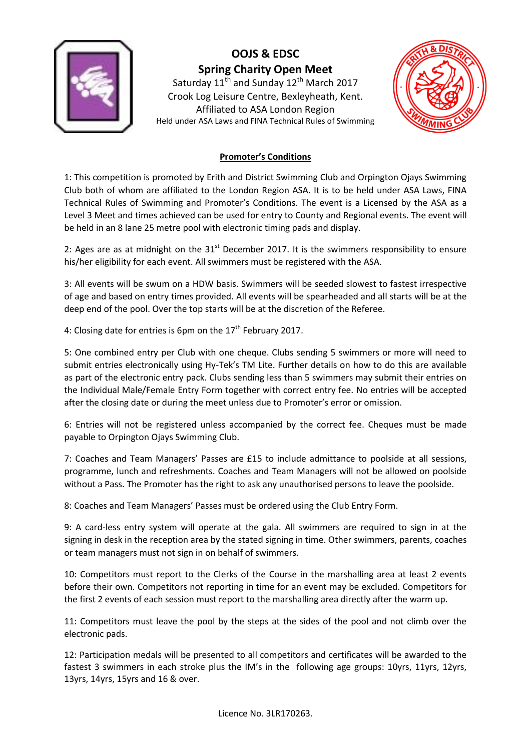# OOJS & EDSC

## Spring Charity Open Meet

Saturday 11th and Sunday 12th March 2017
Crook Log Leisure Centre, Bexleyheath, Kent.
Affiliated to ASA London Region
Held under ASA Laws and FINA Technical Rules of Swimming

### Promoter's Conditions

1: This competition is promoted by Erith and District Swimming Club and Orpington Ojays Swimming Club both of whom are affiliated to the London Region ASA. It is to be held under ASA Laws, FINA Technical Rules of Swimming and Promoter's Conditions. The event is a Licensed by the ASA as a Level 3 Meet and times achieved can be used for entry to County and Regional events. The event will be held in an 8 lane 25 metre pool with electronic timing pads and display.

2: Ages are as at midnight on the 31st December 2017. It is the swimmers responsibility to ensure his/her eligibility for each event. All swimmers must be registered with the ASA.

3: All events will be swum on a HDW basis. Swimmers will be seeded slowest to fastest irrespective of age and based on entry times provided. All events will be spearheaded and all starts will be at the deep end of the pool. Over the top starts will be at the discretion of the Referee.

4: Closing date for entries is 6pm on the 17th February 2017.

5: One combined entry per Club with one cheque. Clubs sending 5 swimmers or more will need to submit entries electronically using Hy-Tek's TM Lite. Further details on how to do this are available as part of the electronic entry pack. Clubs sending less than 5 swimmers may submit their entries on the Individual Male/Female Entry Form together with correct entry fee. No entries will be accepted after the closing date or during the meet unless due to Promoter's error or omission.

6: Entries will not be registered unless accompanied by the correct fee. Cheques must be made payable to Orpington Ojays Swimming Club.

7: Coaches and Team Managers' Passes are £15 to include admittance to poolside at all sessions, programme, lunch and refreshments. Coaches and Team Managers will not be allowed on poolside without a Pass. The Promoter has the right to ask any unauthorised persons to leave the poolside.

8: Coaches and Team Managers' Passes must be ordered using the Club Entry Form.

9: A card-less entry system will operate at the gala. All swimmers are required to sign in at the signing in desk in the reception area by the stated signing in time. Other swimmers, parents, coaches or team managers must not sign in on behalf of swimmers.

10: Competitors must report to the Clerks of the Course in the marshalling area at least 2 events before their own. Competitors not reporting in time for an event may be excluded. Competitors for the first 2 events of each session must report to the marshalling area directly after the warm up.

11: Competitors must leave the pool by the steps at the sides of the pool and not climb over the electronic pads.

12: Participation medals will be presented to all competitors and certificates will be awarded to the fastest 3 swimmers in each stroke plus the IM's in the following age groups: 10yrs, 11yrs, 12yrs, 13yrs, 14yrs, 15yrs and 16 & over.

Licence No. 3LR170263.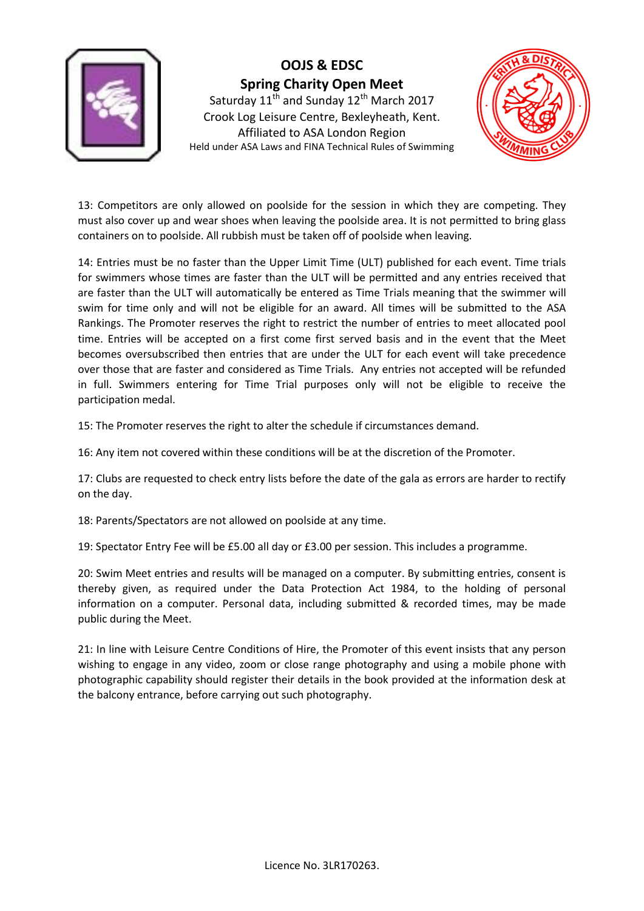**OOJS & EDSC**

**Spring Charity Open Meet**

Saturday 11th and Sunday 12th March 2017

Crook Log Leisure Centre, Bexleyheath, Kent.

Affiliated to ASA London Region

Held under ASA Laws and FINA Technical Rules of Swimming

13: Competitors are only allowed on poolside for the session in which they are competing. They must also cover up and wear shoes when leaving the poolside area. It is not permitted to bring glass containers on to poolside. All rubbish must be taken off of poolside when leaving.

14: Entries must be no faster than the Upper Limit Time (ULT) published for each event. Time trials for swimmers whose times are faster than the ULT will be permitted and any entries received that are faster than the ULT will automatically be entered as Time Trials meaning that the swimmer will swim for time only and will not be eligible for an award. All times will be submitted to the ASA Rankings. The Promoter reserves the right to restrict the number of entries to meet allocated pool time. Entries will be accepted on a first come first served basis and in the event that the Meet becomes oversubscribed then entries that are under the ULT for each event will take precedence over those that are faster and considered as Time Trials. Any entries not accepted will be refunded in full. Swimmers entering for Time Trial purposes only will not be eligible to receive the participation medal.

15: The Promoter reserves the right to alter the schedule if circumstances demand.

16: Any item not covered within these conditions will be at the discretion of the Promoter.

17: Clubs are requested to check entry lists before the date of the gala as errors are harder to rectify on the day.

18: Parents/Spectators are not allowed on poolside at any time.

19: Spectator Entry Fee will be £5.00 all day or £3.00 per session. This includes a programme.

20: Swim Meet entries and results will be managed on a computer. By submitting entries, consent is thereby given, as required under the Data Protection Act 1984, to the holding of personal information on a computer. Personal data, including submitted & recorded times, may be made public during the Meet.

21: In line with Leisure Centre Conditions of Hire, the Promoter of this event insists that any person wishing to engage in any video, zoom or close range photography and using a mobile phone with photographic capability should register their details in the book provided at the information desk at the balcony entrance, before carrying out such photography.

Licence No. 3LR170263.